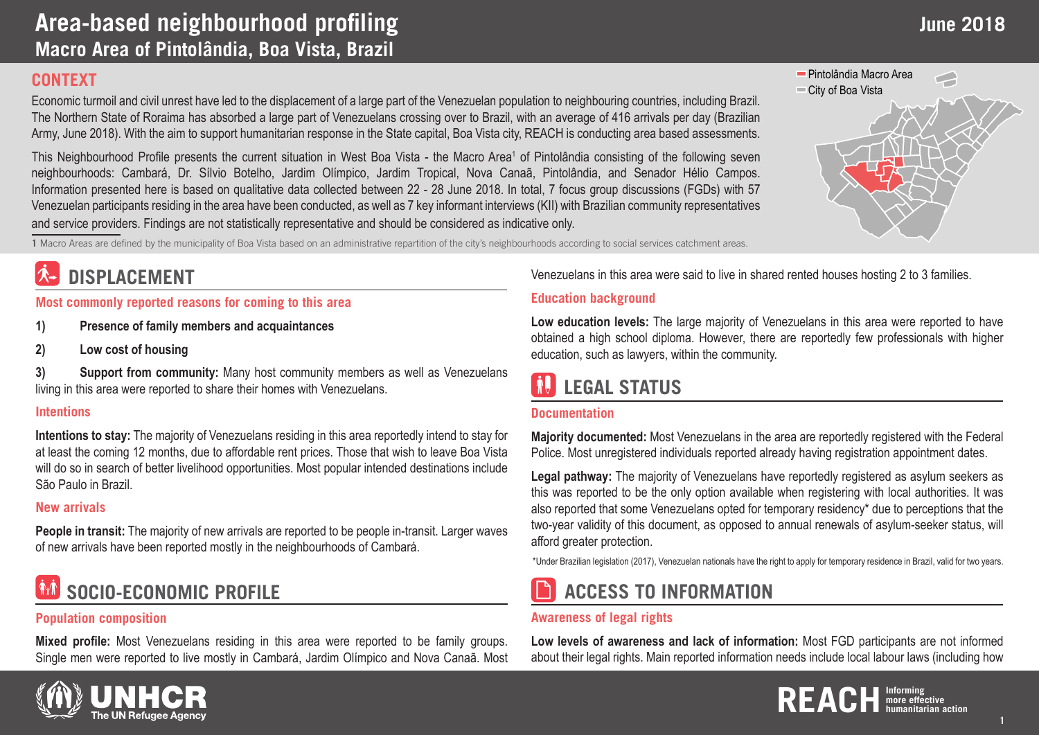# Area-based neighbourhood profiling

## Macro Area of Pintolândia, Boa Vista, Brazil

June 2018

## CONTEXT

Economic turmoil and civil unrest have led to the displacement of a large part of the Venezuelan population to neighbouring countries, including Brazil. The Northern State of Roraima has absorbed a large part of Venezuelans crossing over to Brazil, with an average of 416 arrivals per day (Brazilian Army, June 2018). With the aim to support humanitarian response in the State capital, Boa Vista city, REACH is conducting area based assessments.

This Neighbourhood Profile presents the current situation in West Boa Vista - the Macro Area[1] of Pintolândia consisting of the following seven neighbourhoods: Cambará, Dr. Sílvio Botelho, Jardim Olímpico, Jardim Tropical, Nova Canaã, Pintolândia, and Senador Hélio Campos. Information presented here is based on qualitative data collected between 22 - 28 June 2018. In total, 7 focus group discussions (FGDs) with 57 Venezuelan participants residing in the area have been conducted, as well as 7 key informant interviews (KII) with Brazilian community representatives and service providers. Findings are not statistically representative and should be considered as indicative only.

1 Macro Areas are defined by the municipality of Boa Vista based on an administrative repartition of the city's neighbourhoods according to social services catchment areas.

Pintolândia Macro Area
City of Boa Vista

## DISPLACEMENT

### Most commonly reported reasons for coming to this area

1) **Presence of family members and acquaintances**

2) **Low cost of housing**

3) **Support from community:** Many host community members as well as Venezuelans living in this area were reported to share their homes with Venezuelans.

### Intentions

**Intentions to stay:** The majority of Venezuelans residing in this area reportedly intend to stay for at least the coming 12 months, due to affordable rent prices. Those that wish to leave Boa Vista will do so in search of better livelihood opportunities. Most popular intended destinations include São Paulo in Brazil.

### New arrivals

**People in transit:** The majority of new arrivals are reported to be people in-transit. Larger waves of new arrivals have been reported mostly in the neighbourhoods of Cambará.

## SOCIO-ECONOMIC PROFILE

### Population composition

**Mixed profile:** Most Venezuelans residing in this area were reported to be family groups. Single men were reported to live mostly in Cambará, Jardim Olímpico and Nova Canaã. Most Venezuelans in this area were said to live in shared rented houses hosting 2 to 3 families.

### Education background

**Low education levels:** The large majority of Venezuelans in this area were reported to have obtained a high school diploma. However, there are reportedly few professionals with higher education, such as lawyers, within the community.

## LEGAL STATUS

### Documentation

**Majority documented:** Most Venezuelans in the area are reportedly registered with the Federal Police. Most unregistered individuals reported already having registration appointment dates.

**Legal pathway:** The majority of Venezuelans have reportedly registered as asylum seekers as this was reported to be the only option available when registering with local authorities. It was also reported that some Venezuelans opted for temporary residency* due to perceptions that the two-year validity of this document, as opposed to annual renewals of asylum-seeker status, will afford greater protection.

*Under Brazilian legislation (2017), Venezuelan nationals have the right to apply for temporary residence in Brazil, valid for two years.

## ACCESS TO INFORMATION

### Awareness of legal rights

**Low levels of awareness and lack of information:** Most FGD participants are not informed about their legal rights. Main reported information needs include local labour laws (including how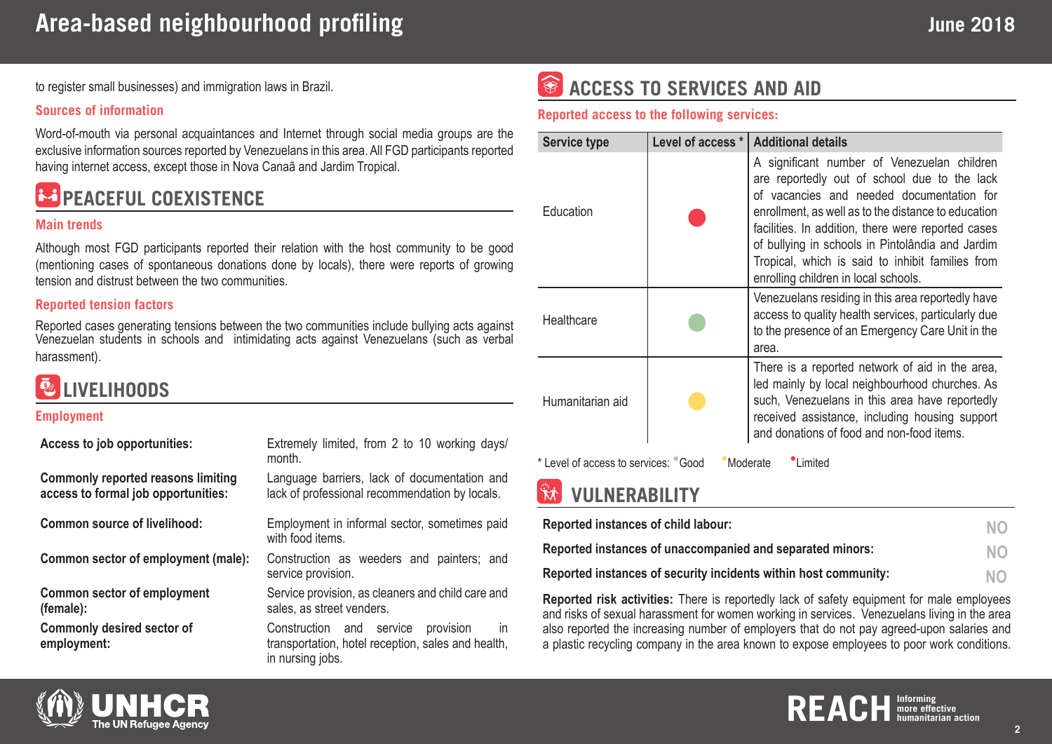to register small businesses) and immigration laws in Brazil.

### Sources of information

Word-of-mouth via personal acquaintances and Internet through social media groups are the exclusive information sources reported by Venezuelans in this area. All FGD participants reported having internet access, except those in Nova Canaã and Jardim Tropical.

## PEACEFUL COEXISTENCE

### Main trends

Although most FGD participants reported their relation with the host community to be good (mentioning cases of spontaneous donations done by locals), there were reports of growing tension and distrust between the two communities.

### Reported tension factors

Reported cases generating tensions between the two communities include bullying acts against Venezuelan students in schools and intimidating acts against Venezuelans (such as verbal harassment).

## LIVELIHOODS

### Employment

| | |
|---|---|
| **Access to job opportunities:** | Extremely limited, from 2 to 10 working days/month. |
| **Commonly reported reasons limiting access to formal job opportunities:** | Language barriers, lack of documentation and lack of professional recommendation by locals. |
| **Common source of livelihood:** | Employment in informal sector, sometimes paid with food items. |
| **Common sector of employment (male):** | Construction as weeders and painters; and service provision. |
| **Common sector of employment (female):** | Service provision, as cleaners and child care and sales, as street venders. |
| **Commonly desired sector of employment:** | Construction and service provision in transportation, hotel reception, sales and health, in nursing jobs. |

## ACCESS TO SERVICES AND AID

### Reported access to the following services:

| Service type | Level of access * | Additional details |
|---|---|---|
| Education | Limited (red) | A significant number of Venezuelan children are reportedly out of school due to the lack of vacancies and needed documentation for enrollment, as well as to the distance to education facilities. In addition, there were reported cases of bullying in schools in Pintolândia and Jardim Tropical, which is said to inhibit families from enrolling children in local schools. |
| Healthcare | Good (green) | Venezuelans residing in this area reportedly have access to quality health services, particularly due to the presence of an Emergency Care Unit in the area. |
| Humanitarian aid | Moderate (yellow) | There is a reported network of aid in the area, led mainly by local neighbourhood churches. As such, Venezuelans in this area have reportedly received assistance, including housing support and donations of food and non-food items. |

\* Level of access to services: Good  Moderate  Limited

## VULNERABILITY

| | |
|---|---|
| **Reported instances of child labour:** | NO |
| **Reported instances of unaccompanied and separated minors:** | NO |
| **Reported instances of security incidents within host community:** | NO |

**Reported risk activities:** There is reportedly lack of safety equipment for male employees and risks of sexual harassment for women working in services. Venezuelans living in the area also reported the increasing number of employers that do not pay agreed-upon salaries and a plastic recycling company in the area known to expose employees to poor work conditions.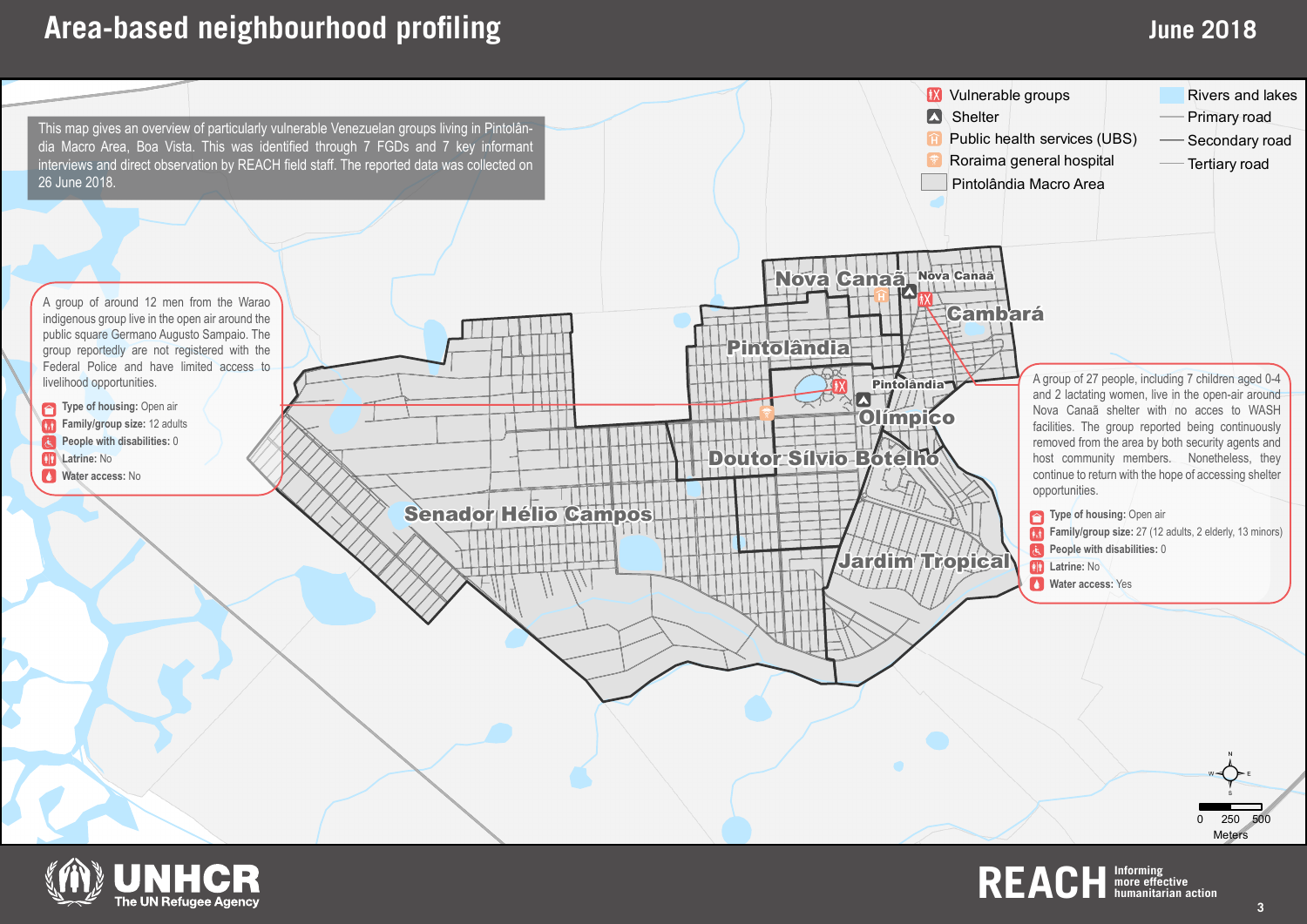# Area-based neighbourhood profiling

June 2018

This map gives an overview of particularly vulnerable Venezuelan groups living in Pintolândia Macro Area, Boa Vista. This was identified through 7 FGDs and 7 key informant interviews and direct observation by REACH field staff. The reported data was collected on 26 June 2018.

- Vulnerable groups
- Shelter
- Public health services (UBS)
- Roraima general hospital
- Pintolândia Macro Area
- Rivers and lakes
- Primary road
- Secondary road
- Tertiary road

A group of around 12 men from the Warao indigenous group live in the open air around the public square Germano Augusto Sampaio. The group reportedly are not registered with the Federal Police and have limited access to livelihood opportunities.

- **Type of housing:** Open air
- **Family/group size:** 12 adults
- **People with disabilities:** 0
- **Latrine:** No
- **Water access:** No

A group of 27 people, including 7 children aged 0-4 and 2 lactating women, live in the open-air around Nova Canaã shelter with no acces to WASH facilities. The group reported being continuously removed from the area by both security agents and host community members. Nonetheless, they continue to return with the hope of accessing shelter opportunities.

- **Type of housing:** Open air
- **Family/group size:** 27 (12 adults, 2 elderly, 13 minors)
- **People with disabilities:** 0
- **Latrine:** No
- **Water access:** Yes

Nova Canaã
Nova Canaã
Cambará
Pintolândia
Pintolândia
Olímpico
Doutor Sílvio Botelho
Senador Hélio Campos
Jardim Tropical

0 250 500
Meters

UNHCR The UN Refugee Agency

REACH Informing more effective humanitarian action